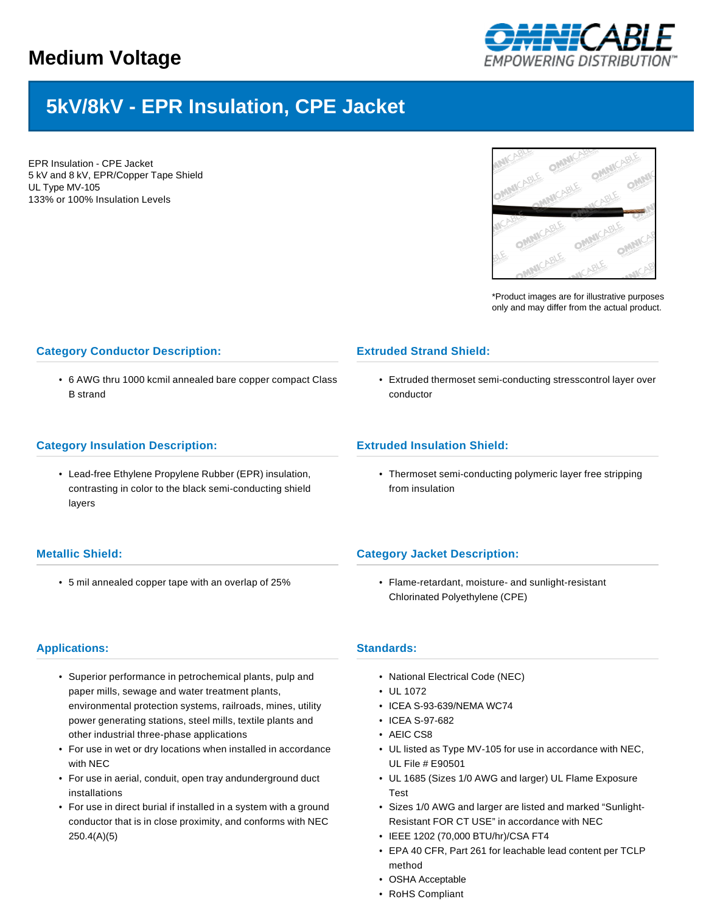# Medium Voltage

## 5kV/8kV - EPR Insulation, CPE Jacket

EPR Insulation - CPE Jacket
5 kV and 8 kV, EPR/Copper Tape Shield
UL Type MV-105
133% or 100% Insulation Levels

*Product images are for illustrative purposes only and may differ from the actual product.

### Category Conductor Description:

- 6 AWG thru 1000 kcmil annealed bare copper compact Class B strand

### Extruded Strand Shield:

- Extruded thermoset semi-conducting stresscontrol layer over conductor

### Category Insulation Description:

- Lead-free Ethylene Propylene Rubber (EPR) insulation, contrasting in color to the black semi-conducting shield layers

### Extruded Insulation Shield:

- Thermoset semi-conducting polymeric layer free stripping from insulation

### Metallic Shield:

- 5 mil annealed copper tape with an overlap of 25%

### Category Jacket Description:

- Flame-retardant, moisture- and sunlight-resistant Chlorinated Polyethylene (CPE)

### Applications:

- Superior performance in petrochemical plants, pulp and paper mills, sewage and water treatment plants, environmental protection systems, railroads, mines, utility power generating stations, steel mills, textile plants and other industrial three-phase applications
- For use in wet or dry locations when installed in accordance with NEC
- For use in aerial, conduit, open tray andunderground duct installations
- For use in direct burial if installed in a system with a ground conductor that is in close proximity, and conforms with NEC 250.4(A)(5)

### Standards:

- National Electrical Code (NEC)
- UL 1072
- ICEA S-93-639/NEMA WC74
- ICEA S-97-682
- AEIC CS8
- UL listed as Type MV-105 for use in accordance with NEC, UL File # E90501
- UL 1685 (Sizes 1/0 AWG and larger) UL Flame Exposure Test
- Sizes 1/0 AWG and larger are listed and marked "Sunlight-Resistant FOR CT USE" in accordance with NEC
- IEEE 1202 (70,000 BTU/hr)/CSA FT4
- EPA 40 CFR, Part 261 for leachable lead content per TCLP method
- OSHA Acceptable
- RoHS Compliant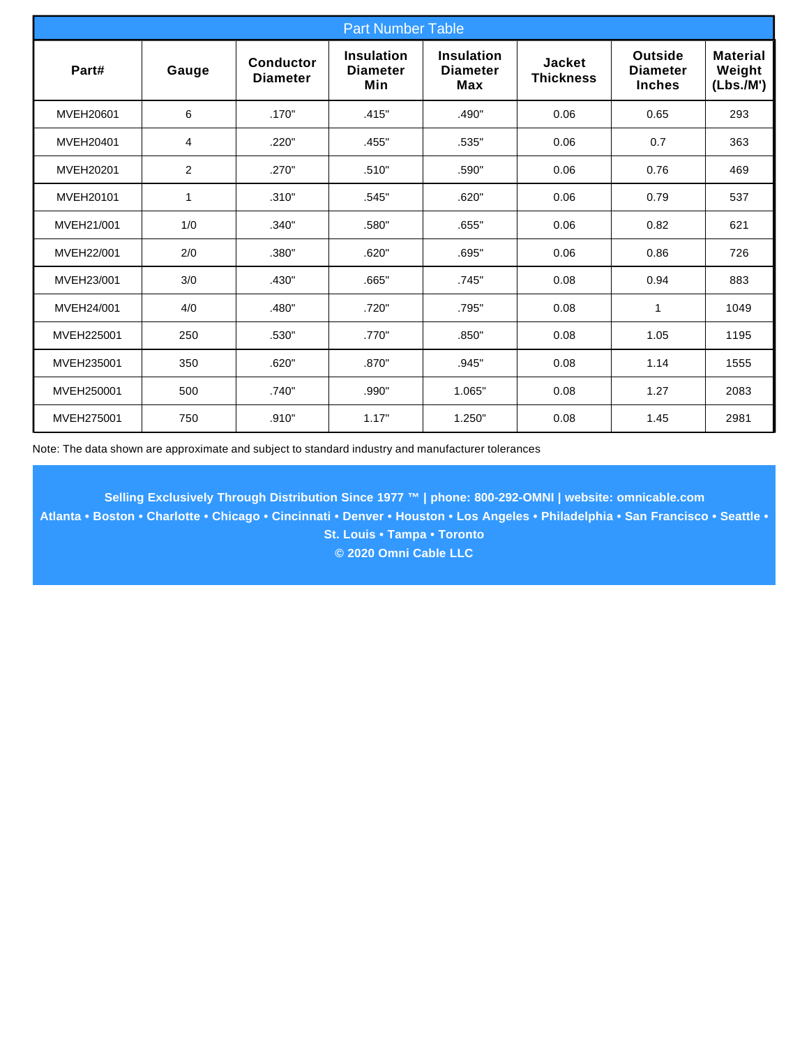## Part Number Table

| Part# | Gauge | Conductor Diameter | Insulation Diameter Min | Insulation Diameter Max | Jacket Thickness | Outside Diameter Inches | Material Weight (Lbs./M') |
|---|---|---|---|---|---|---|---|
| MVEH20601 | 6 | .170" | .415" | .490" | 0.06 | 0.65 | 293 |
| MVEH20401 | 4 | .220" | .455" | .535" | 0.06 | 0.7 | 363 |
| MVEH20201 | 2 | .270" | .510" | .590" | 0.06 | 0.76 | 469 |
| MVEH20101 | 1 | .310" | .545" | .620" | 0.06 | 0.79 | 537 |
| MVEH21/001 | 1/0 | .340" | .580" | .655" | 0.06 | 0.82 | 621 |
| MVEH22/001 | 2/0 | .380" | .620" | .695" | 0.06 | 0.86 | 726 |
| MVEH23/001 | 3/0 | .430" | .665" | .745" | 0.08 | 0.94 | 883 |
| MVEH24/001 | 4/0 | .480" | .720" | .795" | 0.08 | 1 | 1049 |
| MVEH225001 | 250 | .530" | .770" | .850" | 0.08 | 1.05 | 1195 |
| MVEH235001 | 350 | .620" | .870" | .945" | 0.08 | 1.14 | 1555 |
| MVEH250001 | 500 | .740" | .990" | 1.065" | 0.08 | 1.27 | 2083 |
| MVEH275001 | 750 | .910" | 1.17" | 1.250" | 0.08 | 1.45 | 2981 |

Note: The data shown are approximate and subject to standard industry and manufacturer tolerances

**Selling Exclusively Through Distribution Since 1977 ™ | phone: 800-292-OMNI | website: omnicable.com**

**Atlanta • Boston • Charlotte • Chicago • Cincinnati • Denver • Houston • Los Angeles • Philadelphia • San Francisco • Seattle • St. Louis • Tampa • Toronto**

**© 2020 Omni Cable LLC**